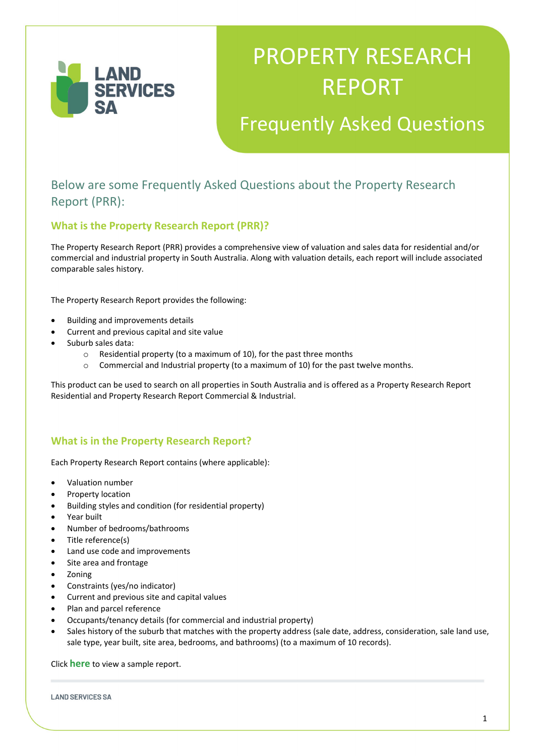LAND SERVICES SA

# PROPERTY RESEARCH REPORT

## Frequently Asked Questions

Below are some Frequently Asked Questions about the Property Research Report (PRR):

### What is the Property Research Report (PRR)?

The Property Research Report (PRR) provides a comprehensive view of valuation and sales data for residential and/or commercial and industrial property in South Australia. Along with valuation details, each report will include associated comparable sales history.

The Property Research Report provides the following:

- Building and improvements details
- Current and previous capital and site value
- Suburb sales data:
    - Residential property (to a maximum of 10), for the past three months
    - Commercial and Industrial property (to a maximum of 10) for the past twelve months.

This product can be used to search on all properties in South Australia and is offered as a Property Research Report Residential and Property Research Report Commercial & Industrial.

### What is in the Property Research Report?

Each Property Research Report contains (where applicable):

- Valuation number
- Property location
- Building styles and condition (for residential property)
- Year built
- Number of bedrooms/bathrooms
- Title reference(s)
- Land use code and improvements
- Site area and frontage
- Zoning
- Constraints (yes/no indicator)
- Current and previous site and capital values
- Plan and parcel reference
- Occupants/tenancy details (for commercial and industrial property)
- Sales history of the suburb that matches with the property address (sale date, address, consideration, sale land use, sale type, year built, site area, bedrooms, and bathrooms) (to a maximum of 10 records).

Click **here** to view a sample report.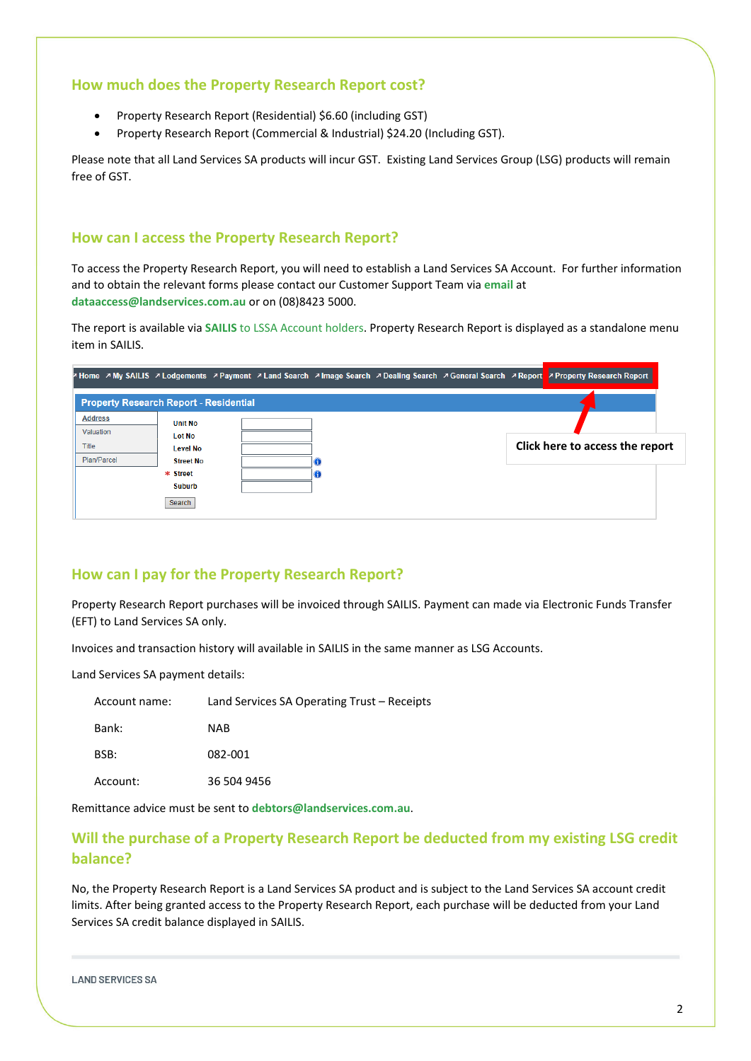## How much does the Property Research Report cost?

- Property Research Report (Residential) $6.60 (including GST)
- Property Research Report (Commercial & Industrial) $24.20 (Including GST).

Please note that all Land Services SA products will incur GST. Existing Land Services Group (LSG) products will remain free of GST.

## How can I access the Property Research Report?

To access the Property Research Report, you will need to establish a Land Services SA Account. For further information and to obtain the relevant forms please contact our Customer Support Team via **email** at **dataaccess@landservices.com.au** or on (08)8423 5000.

The report is available via **SAILIS** to LSSA Account holders. Property Research Report is displayed as a standalone menu item in SAILIS.

Home | My SAILIS | Lodgements | Payment | Land Search | Image Search | Dealing Search | General Search | Report | Property Research Report

**Property Research Report - Residential**

Address | Valuation | Title | Plan/Parcel

Unit No
Lot No
Level No
Street No
* Street
Suburb

Search

**Click here to access the report**

## How can I pay for the Property Research Report?

Property Research Report purchases will be invoiced through SAILIS. Payment can made via Electronic Funds Transfer (EFT) to Land Services SA only.

Invoices and transaction history will available in SAILIS in the same manner as LSG Accounts.

Land Services SA payment details:

| | |
|---|---|
| Account name: | Land Services SA Operating Trust – Receipts |
| Bank: | NAB |
| BSB: | 082-001 |
| Account: | 36 504 9456 |

Remittance advice must be sent to **debtors@landservices.com.au**.

## Will the purchase of a Property Research Report be deducted from my existing LSG credit balance?

No, the Property Research Report is a Land Services SA product and is subject to the Land Services SA account credit limits. After being granted access to the Property Research Report, each purchase will be deducted from your Land Services SA credit balance displayed in SAILIS.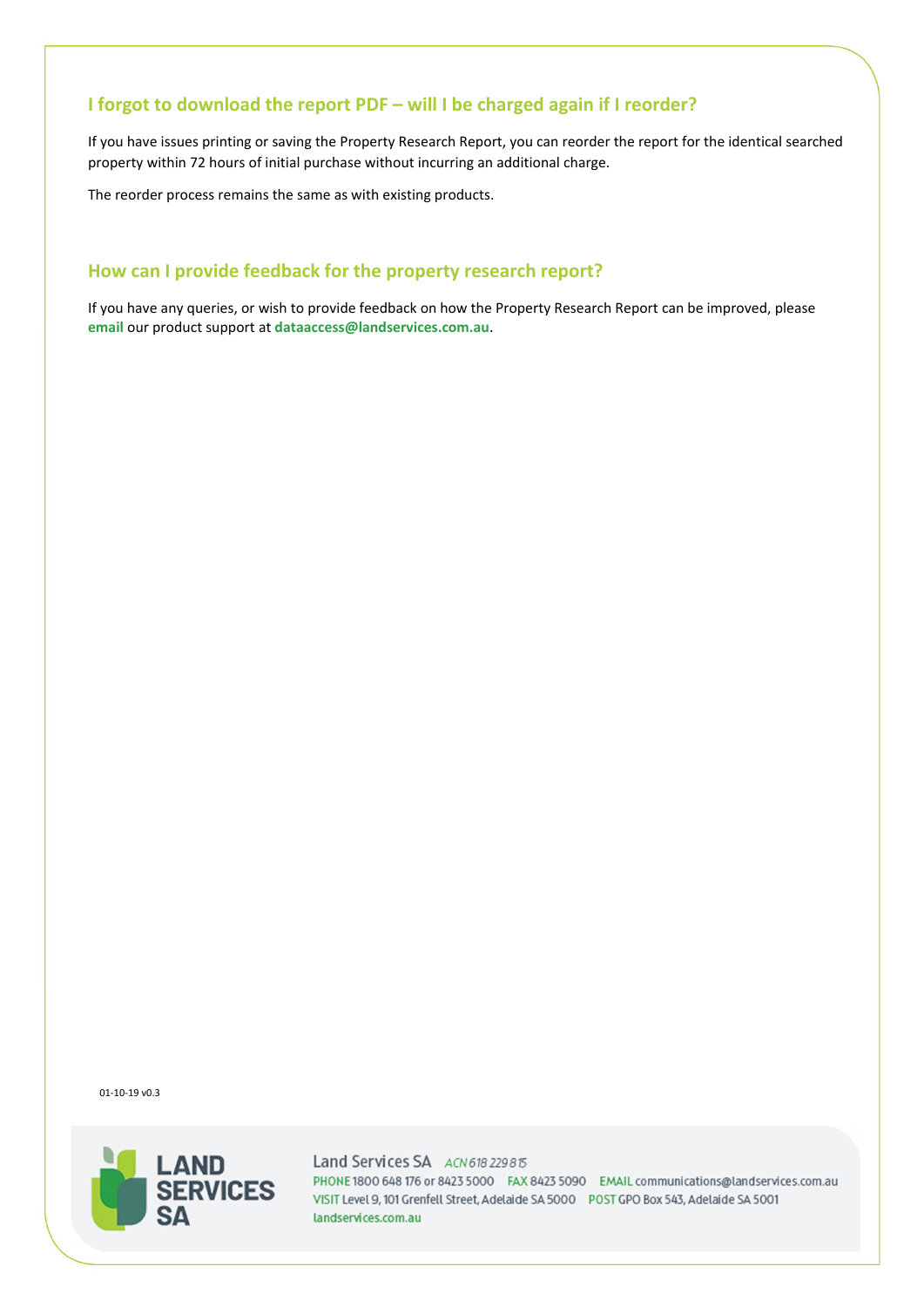## I forgot to download the report PDF – will I be charged again if I reorder?

If you have issues printing or saving the Property Research Report, you can reorder the report for the identical searched property within 72 hours of initial purchase without incurring an additional charge.

The reorder process remains the same as with existing products.

## How can I provide feedback for the property research report?

If you have any queries, or wish to provide feedback on how the Property Research Report can be improved, please **email** our product support at **dataaccess@landservices.com.au**.

01-10-19 v0.3

Land Services SA ACN 618 229 815
PHONE 1800 648 176 or 8423 5000 FAX 8423 5090 EMAIL communications@landservices.com.au
VISIT Level 9, 101 Grenfell Street, Adelaide SA 5000 POST GPO Box 543, Adelaide SA 5001
landservices.com.au